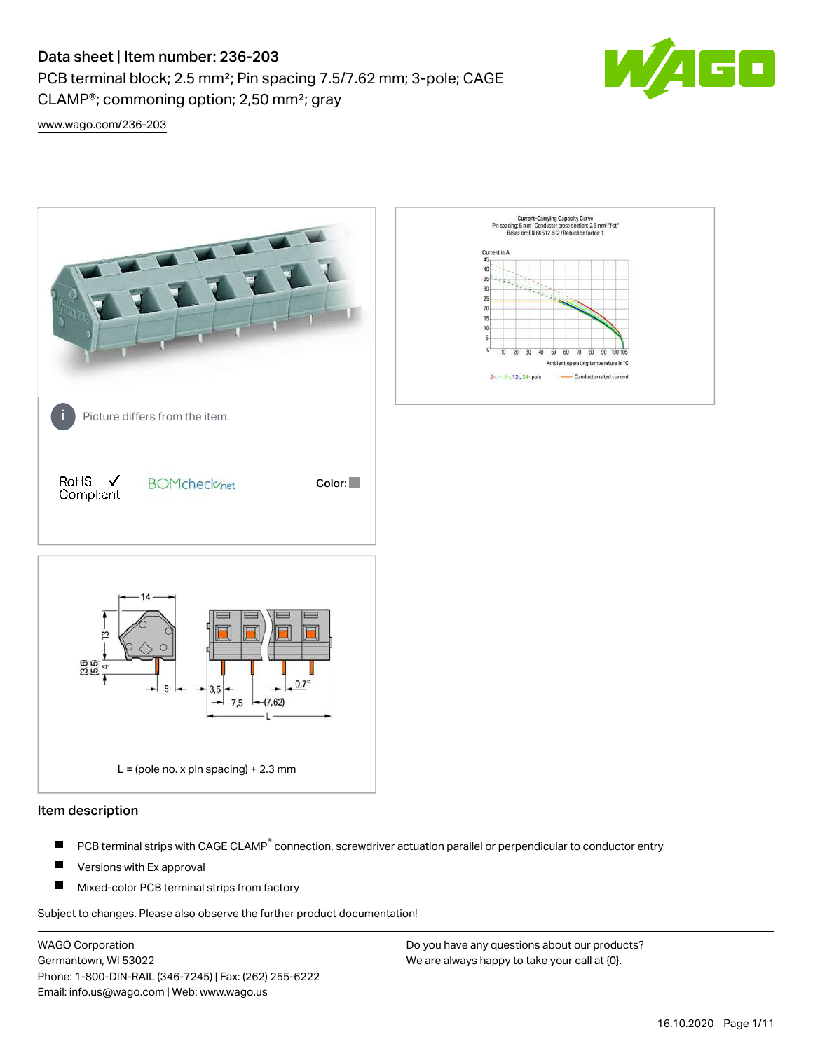# Data sheet | Item number: 236-203

PCB terminal block; 2.5 mm²; Pin spacing 7.5/7.62 mm; 3-pole; CAGE CLAMP®; commoning option; 2,50 mm²; gray

www.wago.com/236-203

Picture differs from the item.

RoHS ✓ Compliant

BOMcheck.net

Color:

L = (pole no. x pin spacing) + 2.3 mm

## Item description

- PCB terminal strips with CAGE CLAMP® connection, screwdriver actuation parallel or perpendicular to conductor entry
- Versions with Ex approval
- Mixed-color PCB terminal strips from factory

Subject to changes. Please also observe the further product documentation!

WAGO Corporation
Germantown, WI 53022
Phone: 1-800-DIN-RAIL (346-7245) | Fax: (262) 255-6222
Email: info.us@wago.com | Web: www.wago.us

Do you have any questions about our products?
We are always happy to take your call at {0}.

16.10.2020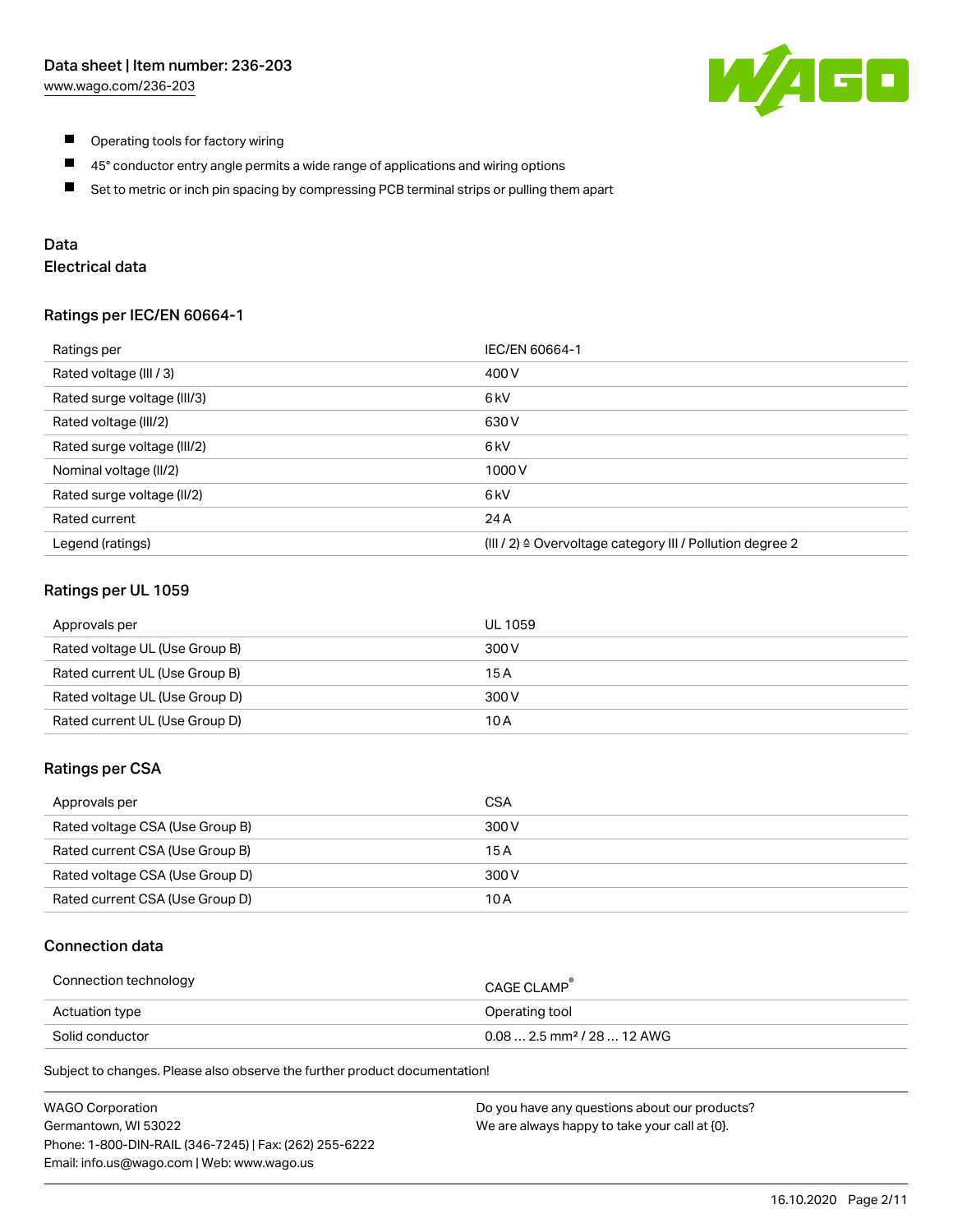- Operating tools for factory wiring
- 45° conductor entry angle permits a wide range of applications and wiring options
- Set to metric or inch pin spacing by compressing PCB terminal strips or pulling them apart

## Data

### Electrical data

#### Ratings per IEC/EN 60664-1

| Ratings per | IEC/EN 60664-1 |
|---|---|
| Rated voltage (III / 3) | 400 V |
| Rated surge voltage (III/3) | 6 kV |
| Rated voltage (III/2) | 630 V |
| Rated surge voltage (III/2) | 6 kV |
| Nominal voltage (II/2) | 1000 V |
| Rated surge voltage (II/2) | 6 kV |
| Rated current | 24 A |
| Legend (ratings) | (III / 2) ≙ Overvoltage category III / Pollution degree 2 |

#### Ratings per UL 1059

| Approvals per | UL 1059 |
|---|---|
| Rated voltage UL (Use Group B) | 300 V |
| Rated current UL (Use Group B) | 15 A |
| Rated voltage UL (Use Group D) | 300 V |
| Rated current UL (Use Group D) | 10 A |

#### Ratings per CSA

| Approvals per | CSA |
|---|---|
| Rated voltage CSA (Use Group B) | 300 V |
| Rated current CSA (Use Group B) | 15 A |
| Rated voltage CSA (Use Group D) | 300 V |
| Rated current CSA (Use Group D) | 10 A |

### Connection data

| Connection technology | CAGE CLAMP® |
|---|---|
| Actuation type | Operating tool |
| Solid conductor | 0.08 … 2.5 mm² / 28 … 12 AWG |

Subject to changes. Please also observe the further product documentation!

WAGO Corporation
Germantown, WI 53022
Phone: 1-800-DIN-RAIL (346-7245) | Fax: (262) 255-6222
Email: info.us@wago.com | Web: www.wago.us

Do you have any questions about our products?
We are always happy to take your call at {0}.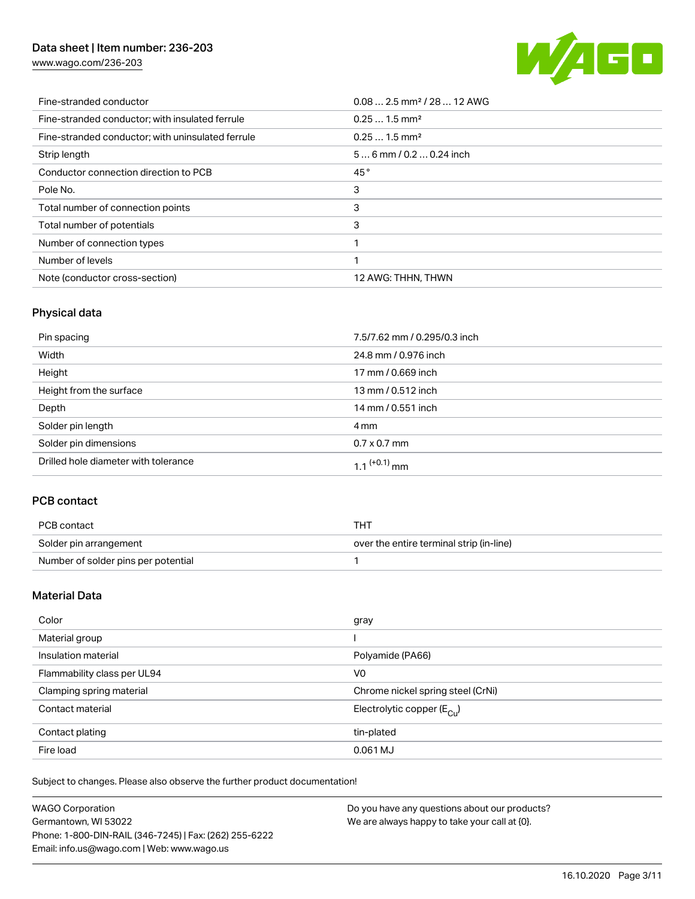| | |
|---|---|
| Fine-stranded conductor | 0.08 … 2.5 mm² / 28 … 12 AWG |
| Fine-stranded conductor; with insulated ferrule | 0.25 … 1.5 mm² |
| Fine-stranded conductor; with uninsulated ferrule | 0.25 … 1.5 mm² |
| Strip length | 5 … 6 mm / 0.2 … 0.24 inch |
| Conductor connection direction to PCB | 45 ° |
| Pole No. | 3 |
| Total number of connection points | 3 |
| Total number of potentials | 3 |
| Number of connection types | 1 |
| Number of levels | 1 |
| Note (conductor cross-section) | 12 AWG: THHN, THWN |

## Physical data

| | |
|---|---|
| Pin spacing | 7.5/7.62 mm / 0.295/0.3 inch |
| Width | 24.8 mm / 0.976 inch |
| Height | 17 mm / 0.669 inch |
| Height from the surface | 13 mm / 0.512 inch |
| Depth | 14 mm / 0.551 inch |
| Solder pin length | 4 mm |
| Solder pin dimensions | 0.7 x 0.7 mm |
| Drilled hole diameter with tolerance | $1.1^{(+0.1)}$ mm |

## PCB contact

| | |
|---|---|
| PCB contact | THT |
| Solder pin arrangement | over the entire terminal strip (in-line) |
| Number of solder pins per potential | 1 |

## Material Data

| | |
|---|---|
| Color | gray |
| Material group | I |
| Insulation material | Polyamide (PA66) |
| Flammability class per UL94 | V0 |
| Clamping spring material | Chrome nickel spring steel (CrNi) |
| Contact material | Electrolytic copper ($E_{Cu}$) |
| Contact plating | tin-plated |
| Fire load | 0.061 MJ |

Subject to changes. Please also observe the further product documentation!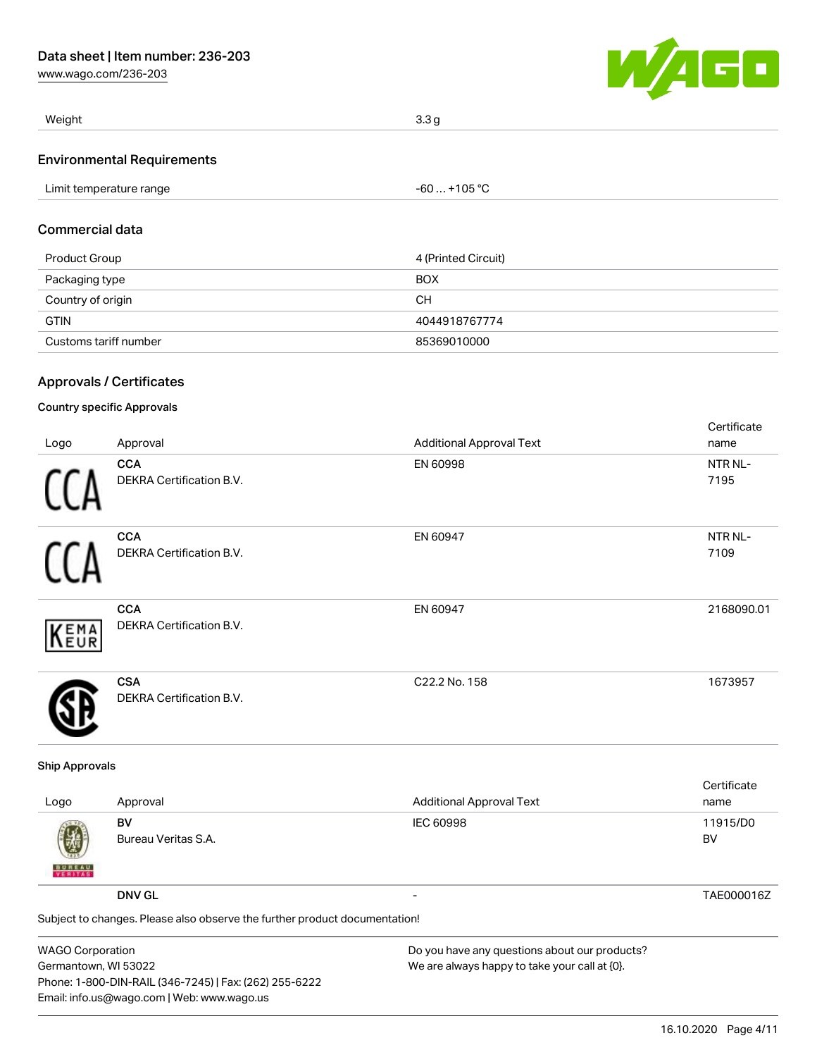| Weight | 3.3 g |
| --- | --- |

## Environmental Requirements

| Limit temperature range | -60 … +105 °C |
| --- | --- |

## Commercial data

| Product Group | 4 (Printed Circuit) |
| --- | --- |
| Packaging type | BOX |
| Country of origin | CH |
| GTIN | 4044918767774 |
| Customs tariff number | 85369010000 |

## Approvals / Certificates

### Country specific Approvals

| Logo | Approval | Additional Approval Text | Certificate name |
| --- | --- | --- | --- |
| | **CCA** DEKRA Certification B.V. | EN 60998 | NTR NL-7195 |
| | **CCA** DEKRA Certification B.V. | EN 60947 | NTR NL-7109 |
| | **CCA** DEKRA Certification B.V. | EN 60947 | 2168090.01 |
| | **CSA** DEKRA Certification B.V. | C22.2 No. 158 | 1673957 |

### Ship Approvals

| Logo | Approval | Additional Approval Text | Certificate name |
| --- | --- | --- | --- |
| | **BV** Bureau Veritas S.A. | IEC 60998 | 11915/D0 BV |
| | **DNV GL** | - | TAE000016Z |

Subject to changes. Please also observe the further product documentation!

WAGO Corporation
Germantown, WI 53022
Phone: 1-800-DIN-RAIL (346-7245) | Fax: (262) 255-6222
Email: info.us@wago.com | Web: www.wago.us

Do you have any questions about our products?
We are always happy to take your call at {0}.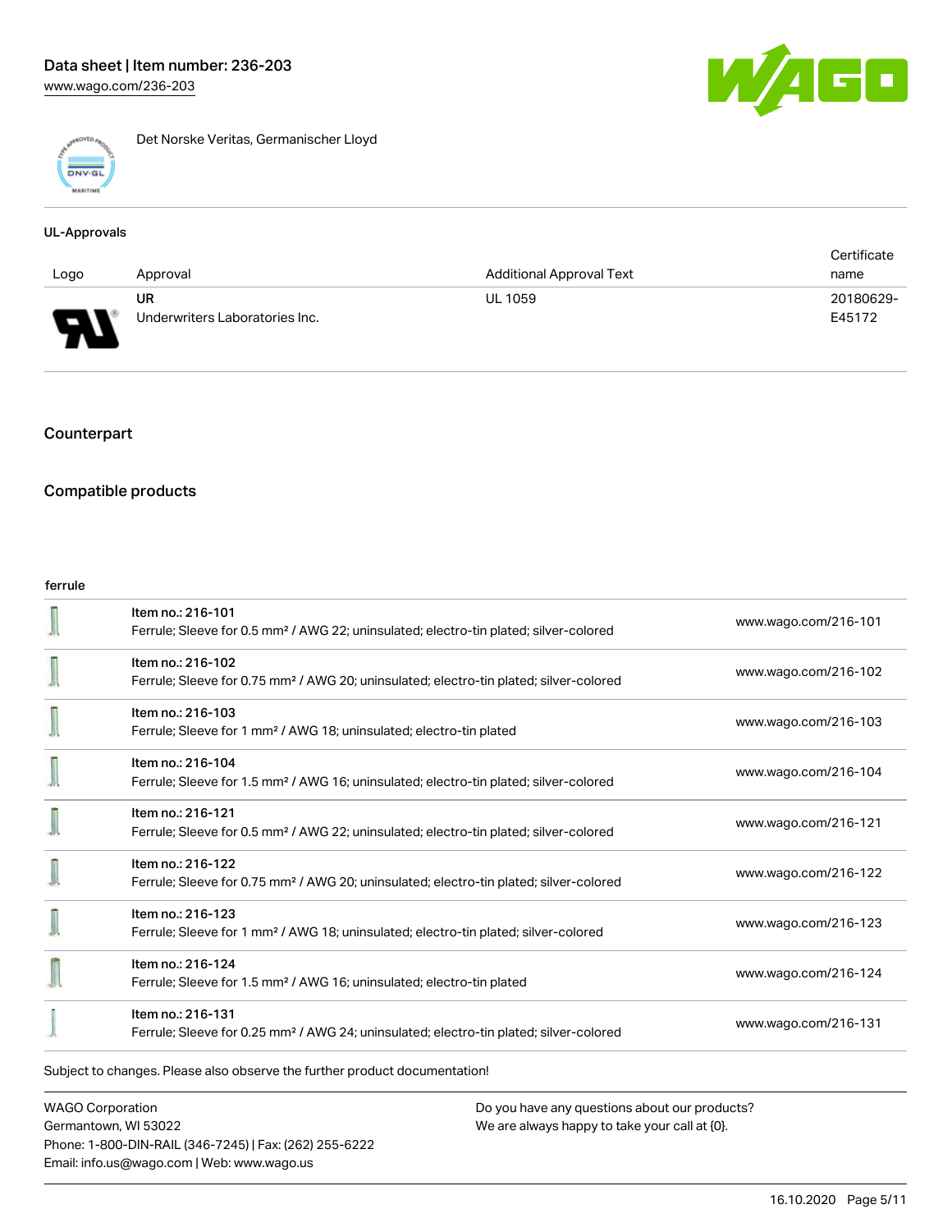Det Norske Veritas, Germanischer Lloyd

UL-Approvals

| Logo | Approval | Additional Approval Text | Certificate name |
| --- | --- | --- | --- |
| | UR<br>Underwriters Laboratories Inc. | UL 1059 | 20180629-E45172 |

## Counterpart

## Compatible products

ferrule

| | | |
| --- | --- | --- |
| | Item no.: 216-101<br>Ferrule; Sleeve for 0.5 mm² / AWG 22; uninsulated; electro-tin plated; silver-colored | www.wago.com/216-101 |
| | Item no.: 216-102<br>Ferrule; Sleeve for 0.75 mm² / AWG 20; uninsulated; electro-tin plated; silver-colored | www.wago.com/216-102 |
| | Item no.: 216-103<br>Ferrule; Sleeve for 1 mm² / AWG 18; uninsulated; electro-tin plated | www.wago.com/216-103 |
| | Item no.: 216-104<br>Ferrule; Sleeve for 1.5 mm² / AWG 16; uninsulated; electro-tin plated; silver-colored | www.wago.com/216-104 |
| | Item no.: 216-121<br>Ferrule; Sleeve for 0.5 mm² / AWG 22; uninsulated; electro-tin plated; silver-colored | www.wago.com/216-121 |
| | Item no.: 216-122<br>Ferrule; Sleeve for 0.75 mm² / AWG 20; uninsulated; electro-tin plated; silver-colored | www.wago.com/216-122 |
| | Item no.: 216-123<br>Ferrule; Sleeve for 1 mm² / AWG 18; uninsulated; electro-tin plated; silver-colored | www.wago.com/216-123 |
| | Item no.: 216-124<br>Ferrule; Sleeve for 1.5 mm² / AWG 16; uninsulated; electro-tin plated | www.wago.com/216-124 |
| | Item no.: 216-131<br>Ferrule; Sleeve for 0.25 mm² / AWG 24; uninsulated; electro-tin plated; silver-colored | www.wago.com/216-131 |

Subject to changes. Please also observe the further product documentation!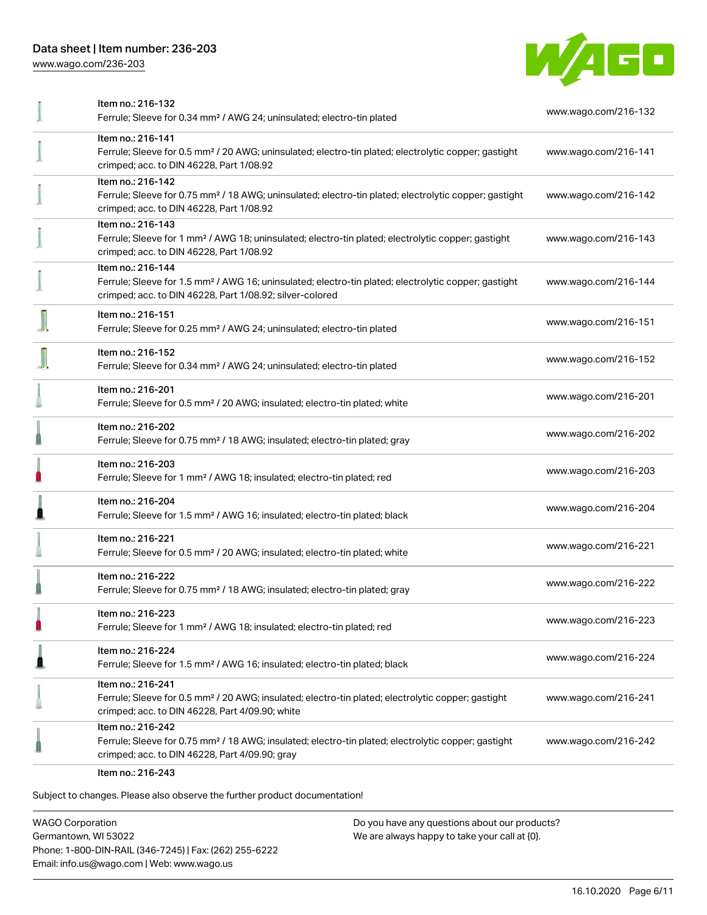| Item | Link |
|---|---|
| Item no.: 216-132<br>Ferrule; Sleeve for 0.34 mm² / AWG 24; uninsulated; electro-tin plated | www.wago.com/216-132 |
| Item no.: 216-141<br>Ferrule; Sleeve for 0.5 mm² / 20 AWG; uninsulated; electro-tin plated; electrolytic copper; gastight crimped; acc. to DIN 46228, Part 1/08.92 | www.wago.com/216-141 |
| Item no.: 216-142<br>Ferrule; Sleeve for 0.75 mm² / 18 AWG; uninsulated; electro-tin plated; electrolytic copper; gastight crimped; acc. to DIN 46228, Part 1/08.92 | www.wago.com/216-142 |
| Item no.: 216-143<br>Ferrule; Sleeve for 1 mm² / AWG 18; uninsulated; electro-tin plated; electrolytic copper; gastight crimped; acc. to DIN 46228, Part 1/08.92 | www.wago.com/216-143 |
| Item no.: 216-144<br>Ferrule; Sleeve for 1.5 mm² / AWG 16; uninsulated; electro-tin plated; electrolytic copper; gastight crimped; acc. to DIN 46228, Part 1/08.92; silver-colored | www.wago.com/216-144 |
| Item no.: 216-151<br>Ferrule; Sleeve for 0.25 mm² / AWG 24; uninsulated; electro-tin plated | www.wago.com/216-151 |
| Item no.: 216-152<br>Ferrule; Sleeve for 0.34 mm² / AWG 24; uninsulated; electro-tin plated | www.wago.com/216-152 |
| Item no.: 216-201<br>Ferrule; Sleeve for 0.5 mm² / 20 AWG; insulated; electro-tin plated; white | www.wago.com/216-201 |
| Item no.: 216-202<br>Ferrule; Sleeve for 0.75 mm² / 18 AWG; insulated; electro-tin plated; gray | www.wago.com/216-202 |
| Item no.: 216-203<br>Ferrule; Sleeve for 1 mm² / AWG 18; insulated; electro-tin plated; red | www.wago.com/216-203 |
| Item no.: 216-204<br>Ferrule; Sleeve for 1.5 mm² / AWG 16; insulated; electro-tin plated; black | www.wago.com/216-204 |
| Item no.: 216-221<br>Ferrule; Sleeve for 0.5 mm² / 20 AWG; insulated; electro-tin plated; white | www.wago.com/216-221 |
| Item no.: 216-222<br>Ferrule; Sleeve for 0.75 mm² / 18 AWG; insulated; electro-tin plated; gray | www.wago.com/216-222 |
| Item no.: 216-223<br>Ferrule; Sleeve for 1 mm² / AWG 18; insulated; electro-tin plated; red | www.wago.com/216-223 |
| Item no.: 216-224<br>Ferrule; Sleeve for 1.5 mm² / AWG 16; insulated; electro-tin plated; black | www.wago.com/216-224 |
| Item no.: 216-241<br>Ferrule; Sleeve for 0.5 mm² / 20 AWG; insulated; electro-tin plated; electrolytic copper; gastight crimped; acc. to DIN 46228, Part 4/09.90; white | www.wago.com/216-241 |
| Item no.: 216-242<br>Ferrule; Sleeve for 0.75 mm² / 18 AWG; insulated; electro-tin plated; electrolytic copper; gastight crimped; acc. to DIN 46228, Part 4/09.90; gray | www.wago.com/216-242 |
| Item no.: 216-243 | |

Subject to changes. Please also observe the further product documentation!

WAGO Corporation
Germantown, WI 53022
Phone: 1-800-DIN-RAIL (346-7245) | Fax: (262) 255-6222
Email: info.us@wago.com | Web: www.wago.us

Do you have any questions about our products?
We are always happy to take your call at {0}.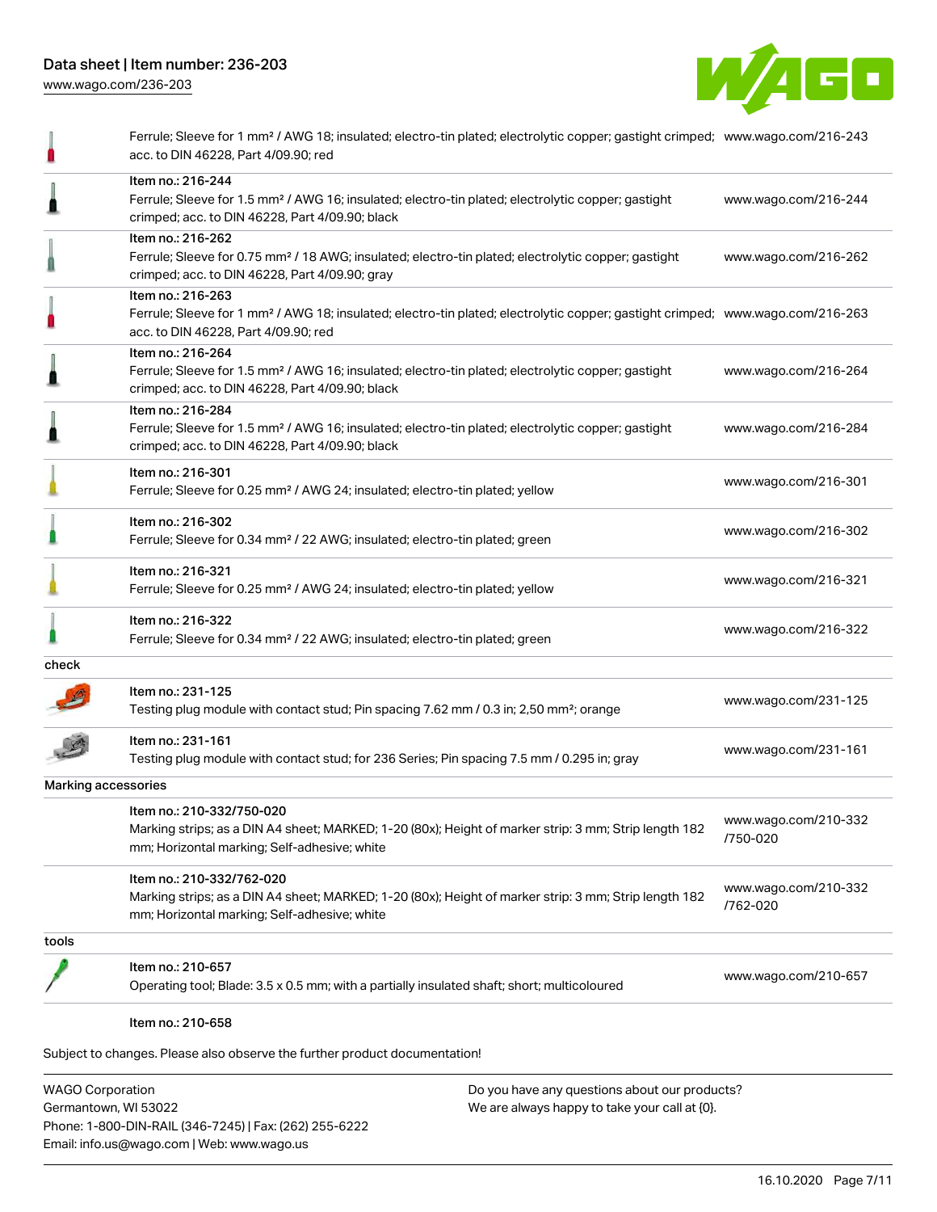| | | |
|---|---|---|
| | Ferrule; Sleeve for 1 mm² / AWG 18; insulated; electro-tin plated; electrolytic copper; gastight crimped; acc. to DIN 46228, Part 4/09.90; red | www.wago.com/216-243 |
| | Item no.: 216-244<br>Ferrule; Sleeve for 1.5 mm² / AWG 16; insulated; electro-tin plated; electrolytic copper; gastight crimped; acc. to DIN 46228, Part 4/09.90; black | www.wago.com/216-244 |
| | Item no.: 216-262<br>Ferrule; Sleeve for 0.75 mm² / 18 AWG; insulated; electro-tin plated; electrolytic copper; gastight crimped; acc. to DIN 46228, Part 4/09.90; gray | www.wago.com/216-262 |
| | Item no.: 216-263<br>Ferrule; Sleeve for 1 mm² / AWG 18; insulated; electro-tin plated; electrolytic copper; gastight crimped; acc. to DIN 46228, Part 4/09.90; red | www.wago.com/216-263 |
| | Item no.: 216-264<br>Ferrule; Sleeve for 1.5 mm² / AWG 16; insulated; electro-tin plated; electrolytic copper; gastight crimped; acc. to DIN 46228, Part 4/09.90; black | www.wago.com/216-264 |
| | Item no.: 216-284<br>Ferrule; Sleeve for 1.5 mm² / AWG 16; insulated; electro-tin plated; electrolytic copper; gastight crimped; acc. to DIN 46228, Part 4/09.90; black | www.wago.com/216-284 |
| | Item no.: 216-301<br>Ferrule; Sleeve for 0.25 mm² / AWG 24; insulated; electro-tin plated; yellow | www.wago.com/216-301 |
| | Item no.: 216-302<br>Ferrule; Sleeve for 0.34 mm² / 22 AWG; insulated; electro-tin plated; green | www.wago.com/216-302 |
| | Item no.: 216-321<br>Ferrule; Sleeve for 0.25 mm² / AWG 24; insulated; electro-tin plated; yellow | www.wago.com/216-321 |
| | Item no.: 216-322<br>Ferrule; Sleeve for 0.34 mm² / 22 AWG; insulated; electro-tin plated; green | www.wago.com/216-322 |
| **check** | | |
| | Item no.: 231-125<br>Testing plug module with contact stud; Pin spacing 7.62 mm / 0.3 in; 2,50 mm²; orange | www.wago.com/231-125 |
| | Item no.: 231-161<br>Testing plug module with contact stud; for 236 Series; Pin spacing 7.5 mm / 0.295 in; gray | www.wago.com/231-161 |
| **Marking accessories** | | |
| | Item no.: 210-332/750-020<br>Marking strips; as a DIN A4 sheet; MARKED; 1-20 (80x); Height of marker strip: 3 mm; Strip length 182 mm; Horizontal marking; Self-adhesive; white | www.wago.com/210-332/750-020 |
| | Item no.: 210-332/762-020<br>Marking strips; as a DIN A4 sheet; MARKED; 1-20 (80x); Height of marker strip: 3 mm; Strip length 182 mm; Horizontal marking; Self-adhesive; white | www.wago.com/210-332/762-020 |
| **tools** | | |
| | Item no.: 210-657<br>Operating tool; Blade: 3.5 x 0.5 mm; with a partially insulated shaft; short; multicoloured | www.wago.com/210-657 |
| | Item no.: 210-658 | |

Subject to changes. Please also observe the further product documentation!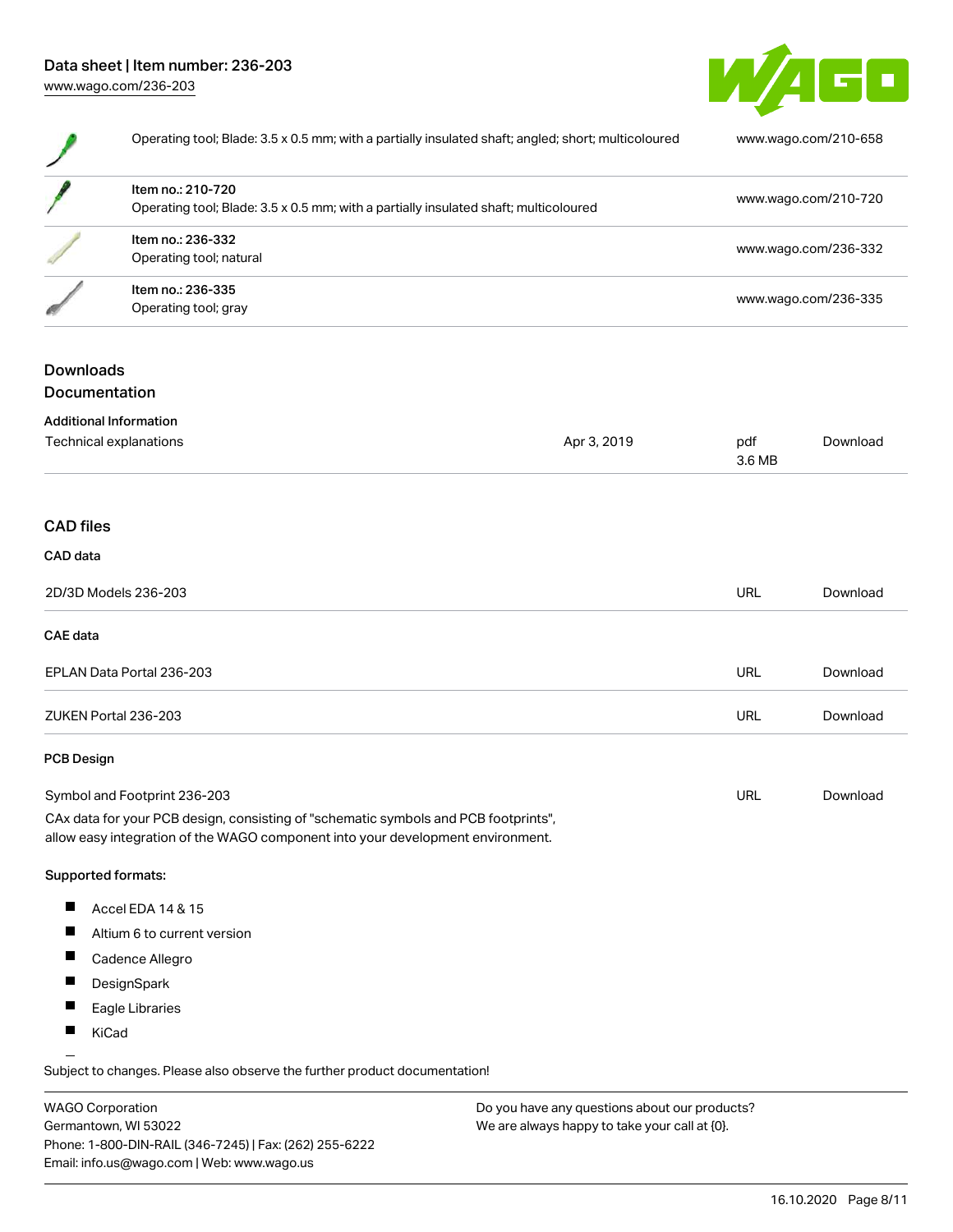| | |
|---|---|
| Operating tool; Blade: 3.5 x 0.5 mm; with a partially insulated shaft; angled; short; multicoloured | www.wago.com/210-658 |
| Item no.: 210-720<br>Operating tool; Blade: 3.5 x 0.5 mm; with a partially insulated shaft; multicoloured | www.wago.com/210-720 |
| Item no.: 236-332<br>Operating tool; natural | www.wago.com/236-332 |
| Item no.: 236-335<br>Operating tool; gray | www.wago.com/236-335 |

## Downloads

### Documentation

**Additional Information**

| | | | |
|---|---|---|---|
| Technical explanations | Apr 3, 2019 | pdf<br>3.6 MB | Download |

## CAD files

**CAD data**

| | | |
|---|---|---|
| 2D/3D Models 236-203 | URL | Download |

**CAE data**

| | | |
|---|---|---|
| EPLAN Data Portal 236-203 | URL | Download |
| ZUKEN Portal 236-203 | URL | Download |

**PCB Design**

| | | |
|---|---|---|
| Symbol and Footprint 236-203 | URL | Download |

CAx data for your PCB design, consisting of "schematic symbols and PCB footprints", allow easy integration of the WAGO component into your development environment.

Supported formats:

- Accel EDA 14 & 15
- Altium 6 to current version
- Cadence Allegro
- DesignSpark
- Eagle Libraries
- KiCad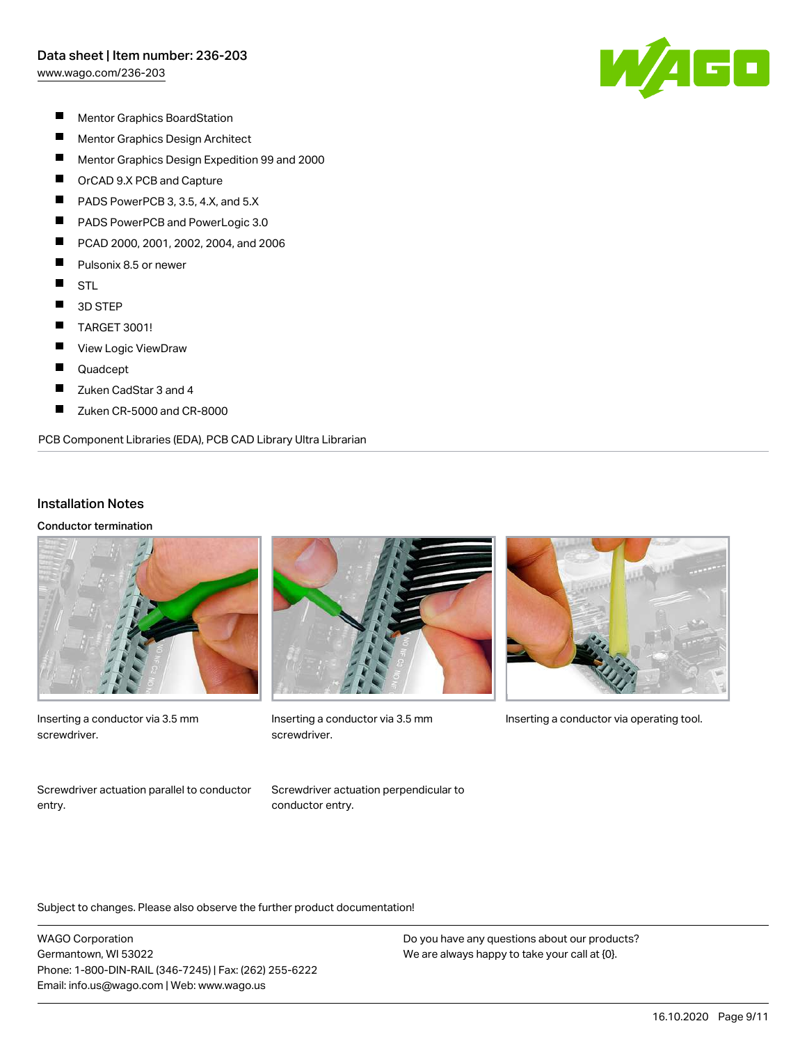- Mentor Graphics BoardStation
- Mentor Graphics Design Architect
- Mentor Graphics Design Expedition 99 and 2000
- OrCAD 9.X PCB and Capture
- PADS PowerPCB 3, 3.5, 4.X, and 5.X
- PADS PowerPCB and PowerLogic 3.0
- PCAD 2000, 2001, 2002, 2004, and 2006
- Pulsonix 8.5 or newer
- STL
- 3D STEP
- TARGET 3001!
- View Logic ViewDraw
- Quadcept
- Zuken CadStar 3 and 4
- Zuken CR-5000 and CR-8000

PCB Component Libraries (EDA), PCB CAD Library Ultra Librarian

## Installation Notes

### Conductor termination

Inserting a conductor via 3.5 mm screwdriver.

Inserting a conductor via 3.5 mm screwdriver.

Inserting a conductor via operating tool.

Screwdriver actuation parallel to conductor entry.

Screwdriver actuation perpendicular to conductor entry.

Subject to changes. Please also observe the further product documentation!

WAGO Corporation
Germantown, WI 53022
Phone: 1-800-DIN-RAIL (346-7245) | Fax: (262) 255-6222
Email: info.us@wago.com | Web: www.wago.us

Do you have any questions about our products?
We are always happy to take your call at {0}.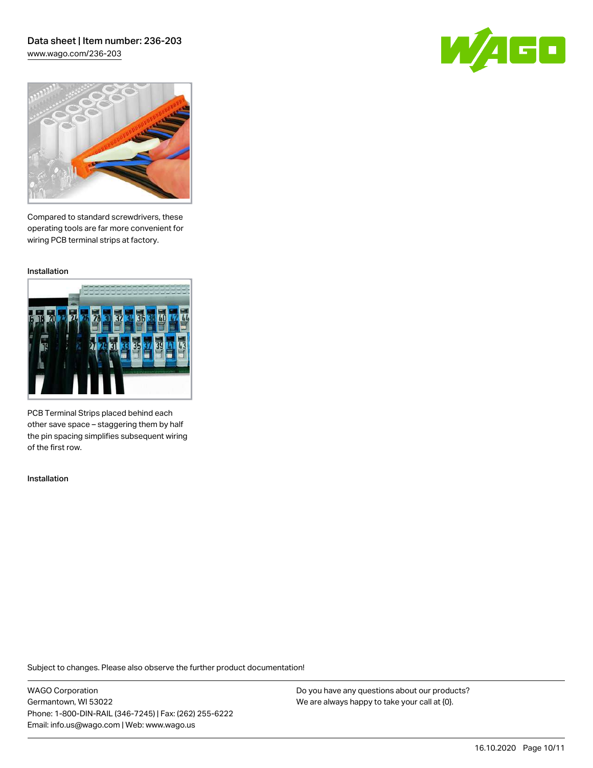Compared to standard screwdrivers, these operating tools are far more convenient for wiring PCB terminal strips at factory.

Installation

PCB Terminal Strips placed behind each other save space – staggering them by half the pin spacing simplifies subsequent wiring of the first row.

Installation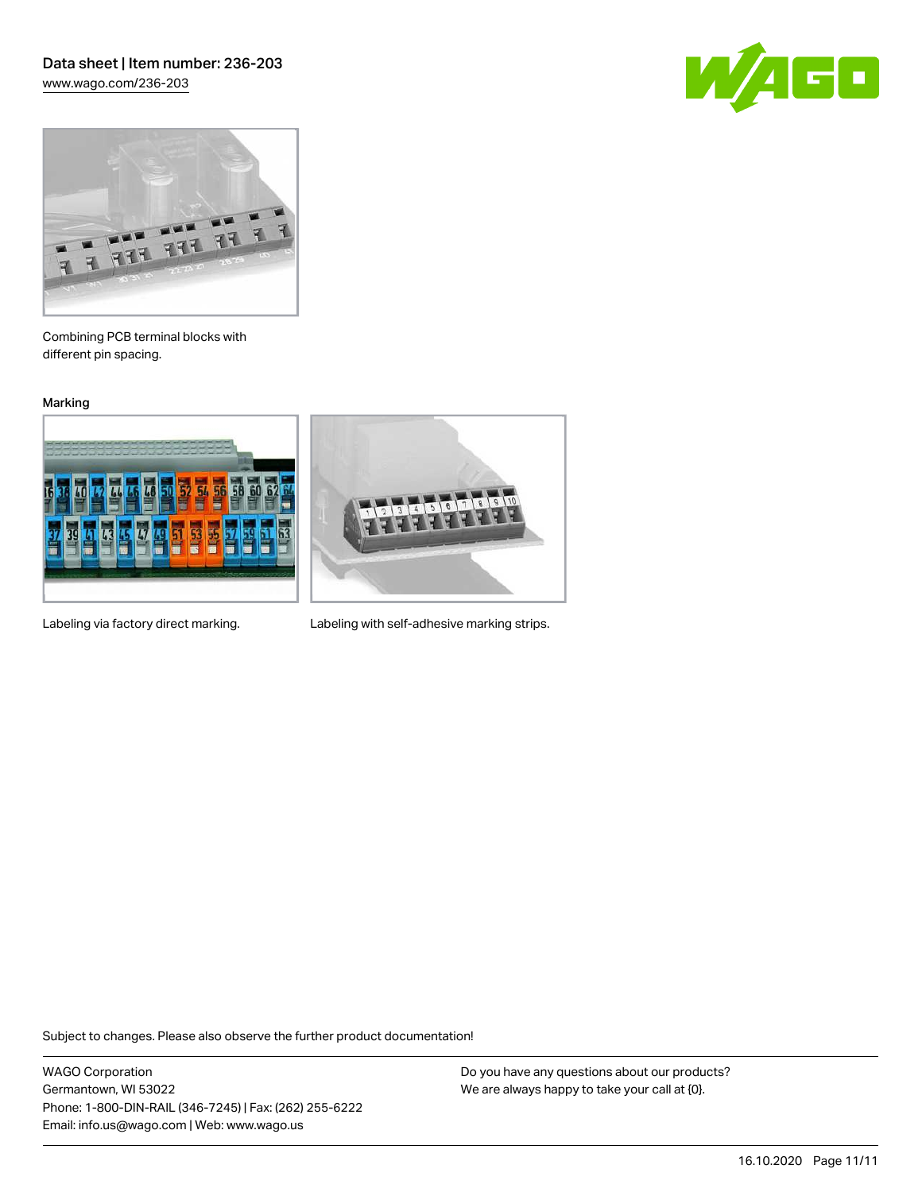Combining PCB terminal blocks with different pin spacing.

Marking

Labeling via factory direct marking.

Labeling with self-adhesive marking strips.

Subject to changes. Please also observe the further product documentation!

WAGO Corporation
Germantown, WI 53022
Phone: 1-800-DIN-RAIL (346-7245) | Fax: (262) 255-6222
Email: info.us@wago.com | Web: www.wago.us

Do you have any questions about our products?
We are always happy to take your call at {0}.